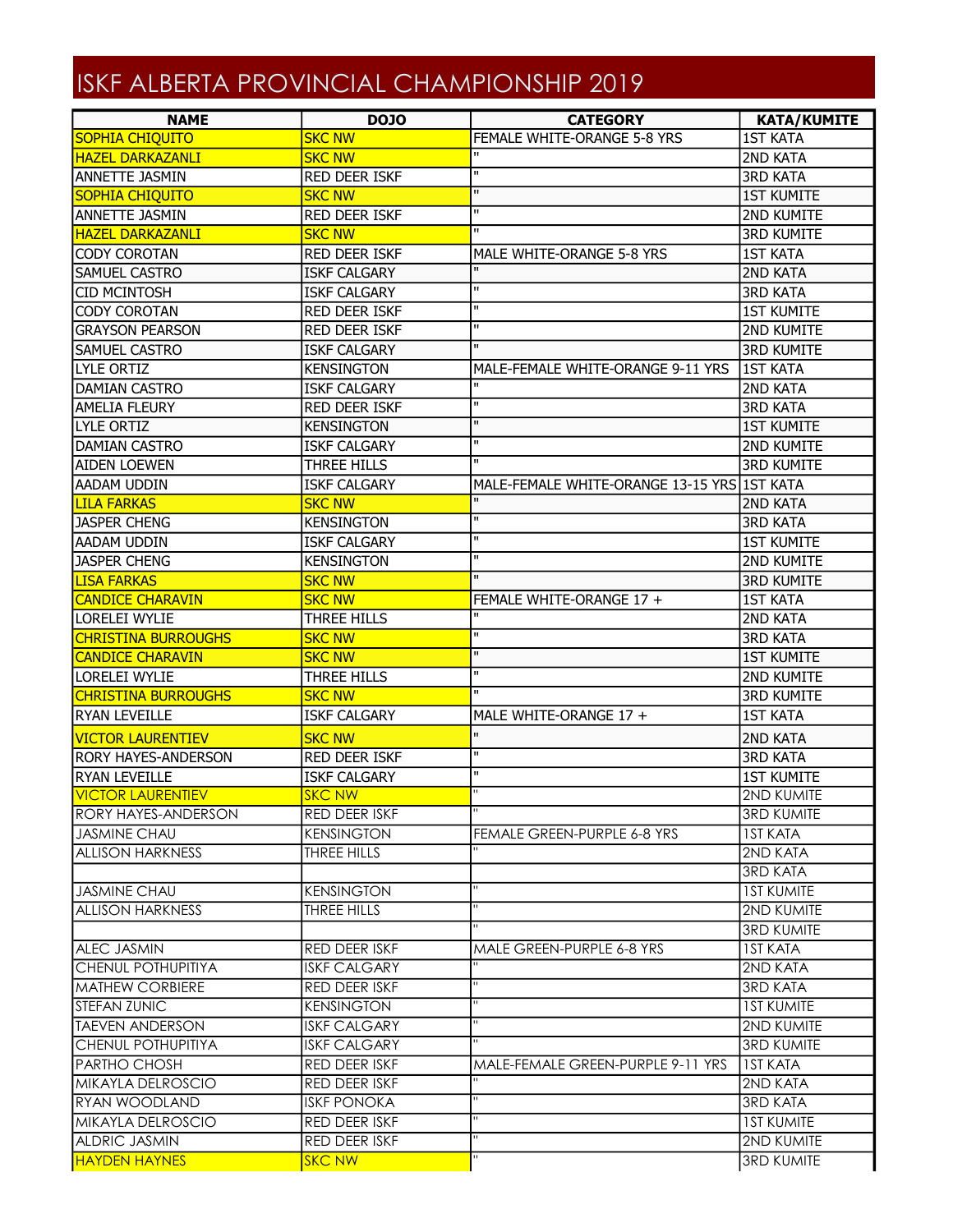# ISKF ALBERTA PROVINCIAL CHAMPIONSHIP 2019

| NAME | DOJO | CATEGORY | KATA/KUMITE |
|---|---|---|---|
| SOPHIA CHIQUITO | SKC NW | FEMALE WHITE-ORANGE 5-8 YRS | 1ST KATA |
| HAZEL DARKAZANLI | SKC NW | " | 2ND KATA |
| ANNETTE JASMIN | RED DEER ISKF | " | 3RD KATA |
| SOPHIA CHIQUITO | SKC NW | " | 1ST KUMITE |
| ANNETTE JASMIN | RED DEER ISKF | " | 2ND KUMITE |
| HAZEL DARKAZANLI | SKC NW | " | 3RD KUMITE |
| CODY COROTAN | RED DEER ISKF | MALE WHITE-ORANGE 5-8 YRS | 1ST KATA |
| SAMUEL CASTRO | ISKF CALGARY | " | 2ND KATA |
| CID MCINTOSH | ISKF CALGARY | " | 3RD KATA |
| CODY COROTAN | RED DEER ISKF | " | 1ST KUMITE |
| GRAYSON PEARSON | RED DEER ISKF | " | 2ND KUMITE |
| SAMUEL CASTRO | ISKF CALGARY | " | 3RD KUMITE |
| LYLE ORTIZ | KENSINGTON | MALE-FEMALE WHITE-ORANGE 9-11 YRS | 1ST KATA |
| DAMIAN CASTRO | ISKF CALGARY | " | 2ND KATA |
| AMELIA FLEURY | RED DEER ISKF | " | 3RD KATA |
| LYLE ORTIZ | KENSINGTON | " | 1ST KUMITE |
| DAMIAN CASTRO | ISKF CALGARY | " | 2ND KUMITE |
| AIDEN LOEWEN | THREE HILLS | " | 3RD KUMITE |
| AADAM UDDIN | ISKF CALGARY | MALE-FEMALE WHITE-ORANGE 13-15 YRS | 1ST KATA |
| LILA FARKAS | SKC NW | " | 2ND KATA |
| JASPER CHENG | KENSINGTON | " | 3RD KATA |
| AADAM UDDIN | ISKF CALGARY | " | 1ST KUMITE |
| JASPER CHENG | KENSINGTON | " | 2ND KUMITE |
| LISA FARKAS | SKC NW | " | 3RD KUMITE |
| CANDICE CHARAVIN | SKC NW | FEMALE WHITE-ORANGE 17 + | 1ST KATA |
| LORELEI WYLIE | THREE HILLS | " | 2ND KATA |
| CHRISTINA BURROUGHS | SKC NW | " | 3RD KATA |
| CANDICE CHARAVIN | SKC NW | " | 1ST KUMITE |
| LORELEI WYLIE | THREE HILLS | " | 2ND KUMITE |
| CHRISTINA BURROUGHS | SKC NW | " | 3RD KUMITE |
| RYAN LEVEILLE | ISKF CALGARY | MALE WHITE-ORANGE 17 + | 1ST KATA |
| VICTOR LAURENTIEV | SKC NW | " | 2ND KATA |
| RORY HAYES-ANDERSON | RED DEER ISKF | " | 3RD KATA |
| RYAN LEVEILLE | ISKF CALGARY | " | 1ST KUMITE |
| VICTOR LAURENTIEV | SKC NW | " | 2ND KUMITE |
| RORY HAYES-ANDERSON | RED DEER ISKF | " | 3RD KUMITE |
| JASMINE CHAU | KENSINGTON | FEMALE GREEN-PURPLE 6-8 YRS | 1ST KATA |
| ALLISON HARKNESS | THREE HILLS | " | 2ND KATA |
| | | | 3RD KATA |
| JASMINE CHAU | KENSINGTON | " | 1ST KUMITE |
| ALLISON HARKNESS | THREE HILLS | " | 2ND KUMITE |
| | | " | 3RD KUMITE |
| ALEC JASMIN | RED DEER ISKF | MALE GREEN-PURPLE 6-8 YRS | 1ST KATA |
| CHENUL POTHUPITIYA | ISKF CALGARY | " | 2ND KATA |
| MATHEW CORBIERE | RED DEER ISKF | " | 3RD KATA |
| STEFAN ZUNIC | KENSINGTON | " | 1ST KUMITE |
| TAEVEN ANDERSON | ISKF CALGARY | " | 2ND KUMITE |
| CHENUL POTHUPITIYA | ISKF CALGARY | " | 3RD KUMITE |
| PARTHO CHOSH | RED DEER ISKF | MALE-FEMALE GREEN-PURPLE 9-11 YRS | 1ST KATA |
| MIKAYLA DELROSCIO | RED DEER ISKF | " | 2ND KATA |
| RYAN WOODLAND | ISKF PONOKA | " | 3RD KATA |
| MIKAYLA DELROSCIO | RED DEER ISKF | " | 1ST KUMITE |
| ALDRIC JASMIN | RED DEER ISKF | " | 2ND KUMITE |
| HAYDEN HAYNES | SKC NW | " | 3RD KUMITE |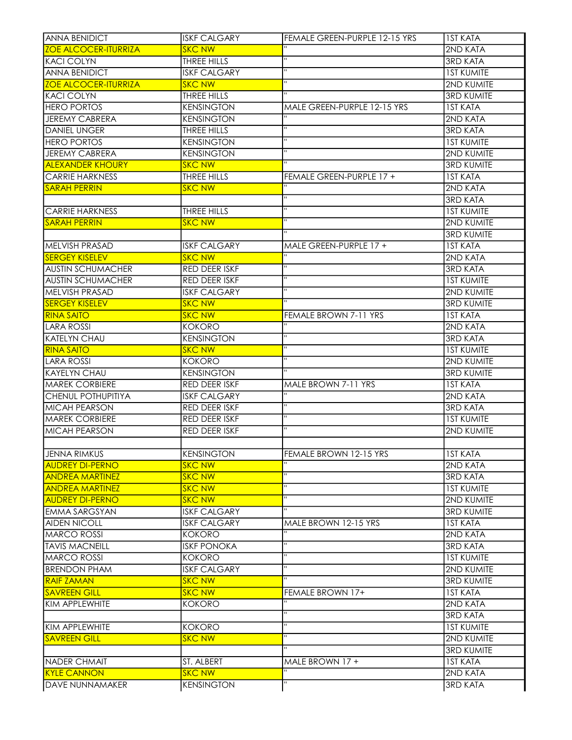| | | | |
|---|---|---|---|
| ANNA BENIDICT | ISKF CALGARY | FEMALE GREEN-PURPLE 12-15 YRS | 1ST KATA |
| ZOE ALCOCER-ITURRIZA | SKC NW | " | 2ND KATA |
| KACI COLYN | THREE HILLS | " | 3RD KATA |
| ANNA BENIDICT | ISKF CALGARY | " | 1ST KUMITE |
| ZOE ALCOCER-ITURRIZA | SKC NW | " | 2ND KUMITE |
| KACI COLYN | THREE HILLS | " | 3RD KUMITE |
| HERO PORTOS | KENSINGTON | MALE GREEN-PURPLE 12-15 YRS | 1ST KATA |
| JEREMY CABRERA | KENSINGTON | " | 2ND KATA |
| DANIEL UNGER | THREE HILLS | " | 3RD KATA |
| HERO PORTOS | KENSINGTON | " | 1ST KUMITE |
| JEREMY CABRERA | KENSINGTON | " | 2ND KUMITE |
| ALEXANDER KHOURY | SKC NW | " | 3RD KUMITE |
| CARRIE HARKNESS | THREE HILLS | FEMALE GREEN-PURPLE 17 + | 1ST KATA |
| SARAH PERRIN | SKC NW | " | 2ND KATA |
| | | " | 3RD KATA |
| CARRIE HARKNESS | THREE HILLS | " | 1ST KUMITE |
| SARAH PERRIN | SKC NW | " | 2ND KUMITE |
| | | " | 3RD KUMITE |
| MELVISH PRASAD | ISKF CALGARY | MALE GREEN-PURPLE 17 + | 1ST KATA |
| SERGEY KISELEV | SKC NW | " | 2ND KATA |
| AUSTIN SCHUMACHER | RED DEER ISKF | " | 3RD KATA |
| AUSTIN SCHUMACHER | RED DEER ISKF | " | 1ST KUMITE |
| MELVISH PRASAD | ISKF CALGARY | " | 2ND KUMITE |
| SERGEY KISELEV | SKC NW | " | 3RD KUMITE |
| RINA SAITO | SKC NW | FEMALE BROWN 7-11 YRS | 1ST KATA |
| LARA ROSSI | KOKORO | " | 2ND KATA |
| KATELYN CHAU | KENSINGTON | " | 3RD KATA |
| RINA SAITO | SKC NW | " | 1ST KUMITE |
| LARA ROSSI | KOKORO | " | 2ND KUMITE |
| KAYELYN CHAU | KENSINGTON | " | 3RD KUMITE |
| MAREK CORBIERE | RED DEER ISKF | MALE BROWN 7-11 YRS | 1ST KATA |
| CHENUL POTHUPITIYA | ISKF CALGARY | " | 2ND KATA |
| MICAH PEARSON | RED DEER ISKF | " | 3RD KATA |
| MAREK CORBIERE | RED DEER ISKF | " | 1ST KUMITE |
| MICAH PEARSON | RED DEER ISKF | " | 2ND KUMITE |
| | | | |
| JENNA RIMKUS | KENSINGTON | FEMALE BROWN 12-15 YRS | 1ST KATA |
| AUDREY DI-PERNO | SKC NW | " | 2ND KATA |
| ANDREA MARTINEZ | SKC NW | " | 3RD KATA |
| ANDREA MARTINEZ | SKC NW | " | 1ST KUMITE |
| AUDREY DI-PERNO | SKC NW | " | 2ND KUMITE |
| EMMA SARGSYAN | ISKF CALGARY | " | 3RD KUMITE |
| AIDEN NICOLL | ISKF CALGARY | MALE BROWN 12-15 YRS | 1ST KATA |
| MARCO ROSSI | KOKORO | " | 2ND KATA |
| TAVIS MACNEILL | ISKF PONOKA | " | 3RD KATA |
| MARCO ROSSI | KOKORO | " | 1ST KUMITE |
| BRENDON PHAM | ISKF CALGARY | " | 2ND KUMITE |
| RAIF ZAMAN | SKC NW | " | 3RD KUMITE |
| SAVREEN GILL | SKC NW | FEMALE BROWN 17+ | 1ST KATA |
| KIM APPLEWHITE | KOKORO | " | 2ND KATA |
| | | " | 3RD KATA |
| KIM APPLEWHITE | KOKORO | " | 1ST KUMITE |
| SAVREEN GILL | SKC NW | " | 2ND KUMITE |
| | | " | 3RD KUMITE |
| NADER CHMAIT | ST. ALBERT | MALE BROWN 17 + | 1ST KATA |
| KYLE CANNON | SKC NW | " | 2ND KATA |
| DAVE NUNNAMAKER | KENSINGTON | " | 3RD KATA |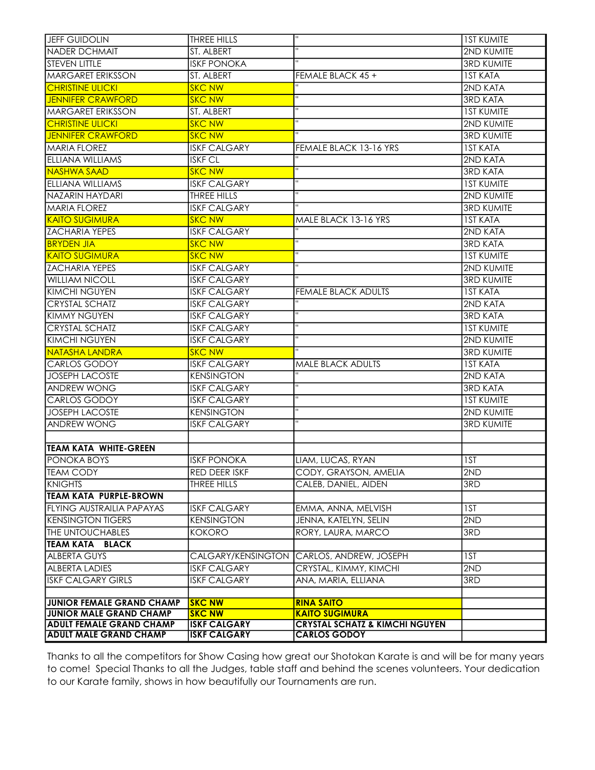| JEFF GUIDOLIN | THREE HILLS | " | 1ST KUMITE |
|---|---|---|---|
| NADER DCHMAIT | ST. ALBERT | " | 2ND KUMITE |
| STEVEN LITTLE | ISKF PONOKA | " | 3RD KUMITE |
| MARGARET ERIKSSON | ST. ALBERT | FEMALE BLACK 45 + | 1ST KATA |
| CHRISTINE ULICKI | SKC NW | " | 2ND KATA |
| JENNIFER CRAWFORD | SKC NW | " | 3RD KATA |
| MARGARET ERIKSSON | ST. ALBERT | " | 1ST KUMITE |
| CHRISTINE ULICKI | SKC NW | " | 2ND KUMITE |
| JENNIFER CRAWFORD | SKC NW | " | 3RD KUMITE |
| MARIA FLOREZ | ISKF CALGARY | FEMALE BLACK 13-16 YRS | 1ST KATA |
| ELLIANA WILLIAMS | ISKF CL | " | 2ND KATA |
| NASHWA SAAD | SKC NW | " | 3RD KATA |
| ELLIANA WILLIAMS | ISKF CALGARY | " | 1ST KUMITE |
| NAZARIN HAYDARI | THREE HILLS | " | 2ND KUMITE |
| MARIA FLOREZ | ISKF CALGARY | " | 3RD KUMITE |
| KAITO SUGIMURA | SKC NW | MALE BLACK 13-16 YRS | 1ST KATA |
| ZACHARIA YEPES | ISKF CALGARY | " | 2ND KATA |
| BRYDEN JIA | SKC NW | " | 3RD KATA |
| KAITO SUGIMURA | SKC NW | " | 1ST KUMITE |
| ZACHARIA YEPES | ISKF CALGARY | " | 2ND KUMITE |
| WILLIAM NICOLL | ISKF CALGARY | " | 3RD KUMITE |
| KIMCHI NGUYEN | ISKF CALGARY | FEMALE BLACK ADULTS | 1ST KATA |
| CRYSTAL SCHATZ | ISKF CALGARY | " | 2ND KATA |
| KIMMY NGUYEN | ISKF CALGARY | " | 3RD KATA |
| CRYSTAL SCHATZ | ISKF CALGARY | " | 1ST KUMITE |
| KIMCHI NGUYEN | ISKF CALGARY | " | 2ND KUMITE |
| NATASHA LANDRA | SKC NW | " | 3RD KUMITE |
| CARLOS GODOY | ISKF CALGARY | MALE BLACK ADULTS | 1ST KATA |
| JOSEPH LACOSTE | KENSINGTON | " | 2ND KATA |
| ANDREW WONG | ISKF CALGARY | " | 3RD KATA |
| CARLOS GODOY | ISKF CALGARY | " | 1ST KUMITE |
| JOSEPH LACOSTE | KENSINGTON | " | 2ND KUMITE |
| ANDREW WONG | ISKF CALGARY | " | 3RD KUMITE |
| | | | |
| **TEAM KATA WHITE-GREEN** | | | |
| PONOKA BOYS | ISKF PONOKA | LIAM, LUCAS, RYAN | 1ST |
| TEAM CODY | RED DEER ISKF | CODY, GRAYSON, AMELIA | 2ND |
| KNIGHTS | THREE HILLS | CALEB, DANIEL, AIDEN | 3RD |
| **TEAM KATA PURPLE-BROWN** | | | |
| FLYING AUSTRAILIA PAPAYAS | ISKF CALGARY | EMMA, ANNA, MELVISH | 1ST |
| KENSINGTON TIGERS | KENSINGTON | JENNA, KATELYN, SELIN | 2ND |
| THE UNTOUCHABLES | KOKORO | RORY, LAURA, MARCO | 3RD |
| **TEAM KATA BLACK** | | | |
| ALBERTA GUYS | CALGARY/KENSINGTON | CARLOS, ANDREW, JOSEPH | 1ST |
| ALBERTA LADIES | ISKF CALGARY | CRYSTAL, KIMMY, KIMCHI | 2ND |
| ISKF CALGARY GIRLS | ISKF CALGARY | ANA, MARIA, ELLIANA | 3RD |
| | | | |
| **JUNIOR FEMALE GRAND CHAMP** | **SKC NW** | **RINA SAITO** | |
| **JUNIOR MALE GRAND CHAMP** | **SKC NW** | **KAITO SUGIMURA** | |
| **ADULT FEMALE GRAND CHAMP** | **ISKF CALGARY** | **CRYSTAL SCHATZ & KIMCHI NGUYEN** | |
| **ADULT MALE GRAND CHAMP** | **ISKF CALGARY** | **CARLOS GODOY** | |

Thanks to all the competitors for Show Casing how great our Shotokan Karate is and will be for many years to come! Special Thanks to all the Judges, table staff and behind the scenes volunteers. Your dedication to our Karate family, shows in how beautifully our Tournaments are run.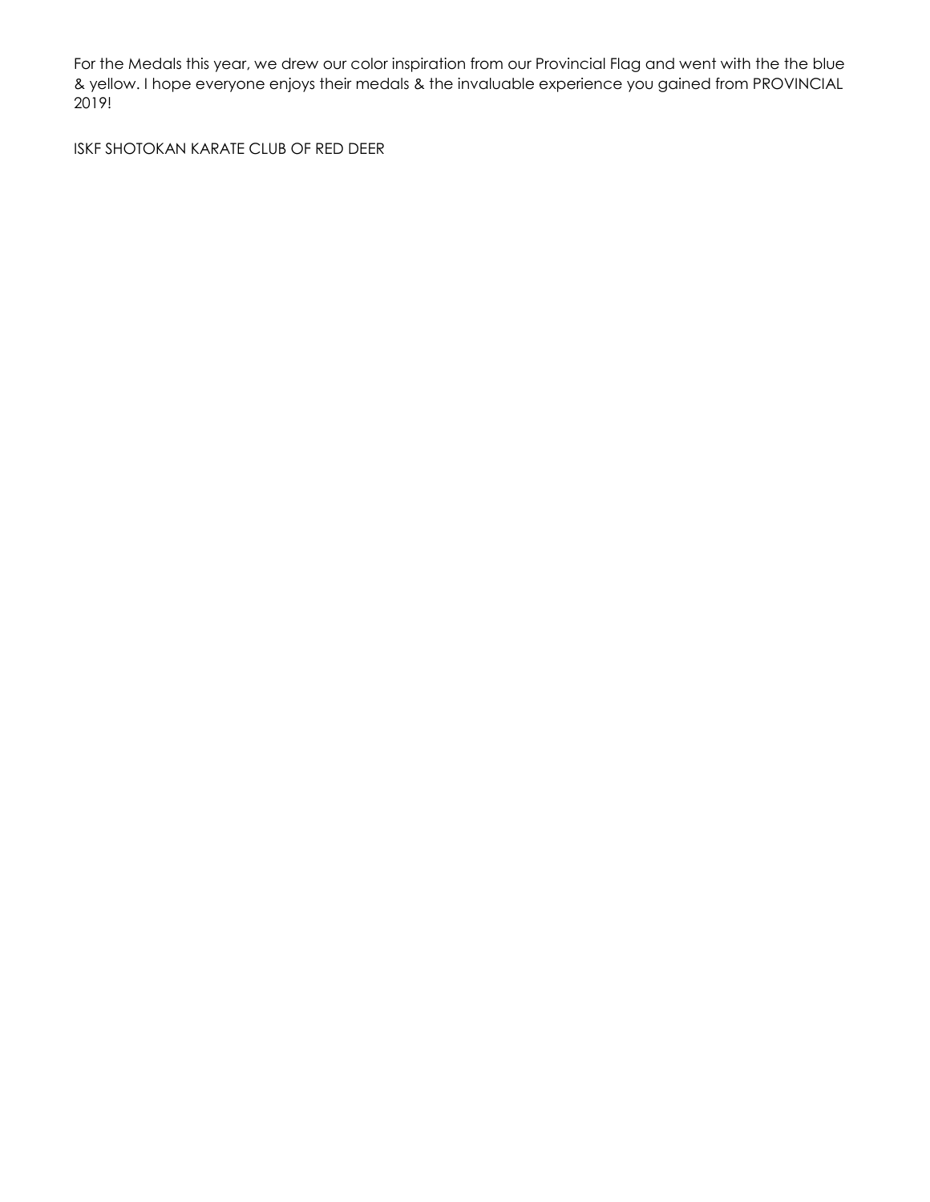For the Medals this year, we drew our color inspiration from our Provincial Flag and went with the the blue & yellow. I hope everyone enjoys their medals & the invaluable experience you gained from PROVINCIAL 2019!

ISKF SHOTOKAN KARATE CLUB OF RED DEER